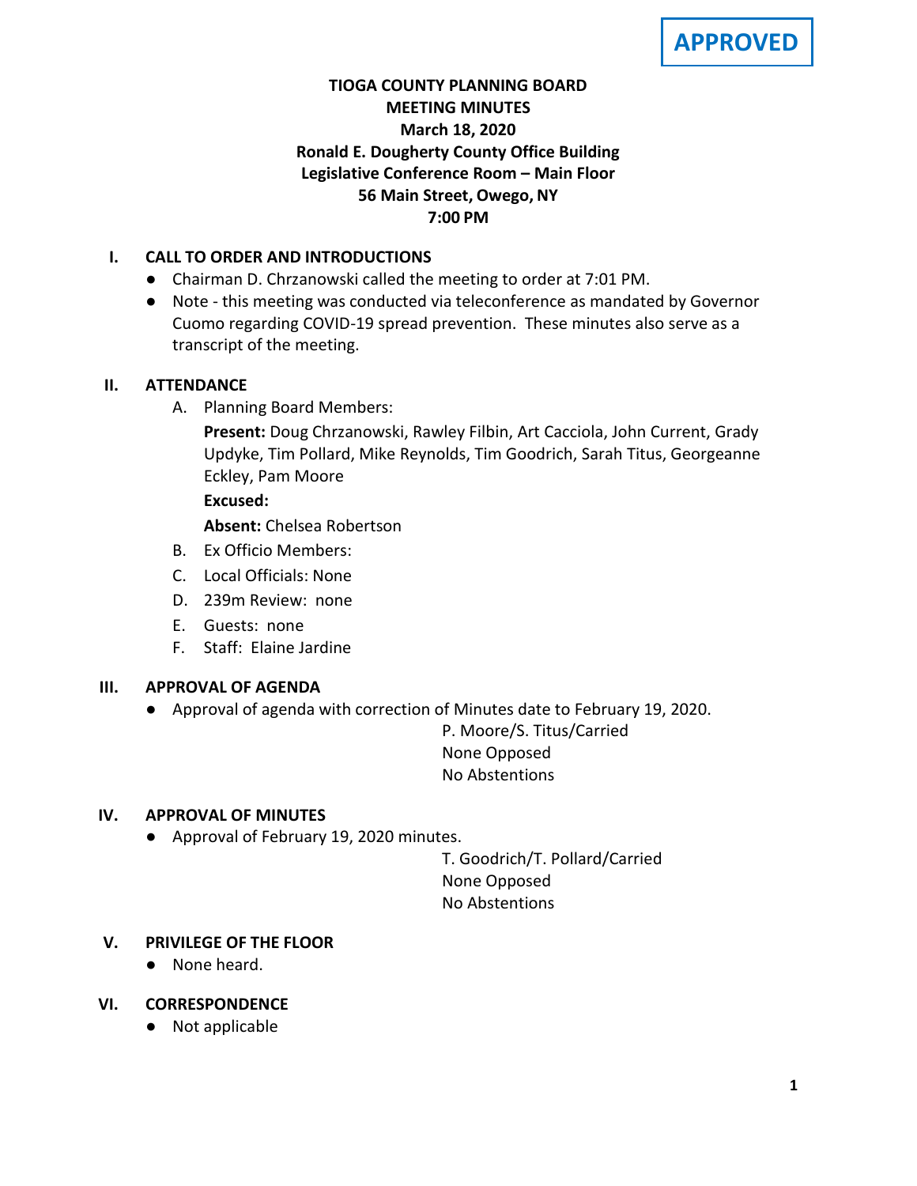**APPROVED**

# TIOGA COUNTY PLANNING BOARD
## MEETING MINUTES
### March 18, 2020
### Ronald E. Dougherty County Office Building
### Legislative Conference Room – Main Floor
### 56 Main Street, Owego, NY
### 7:00 PM

## I. CALL TO ORDER AND INTRODUCTIONS

- Chairman D. Chrzanowski called the meeting to order at 7:01 PM.
- Note - this meeting was conducted via teleconference as mandated by Governor Cuomo regarding COVID-19 spread prevention. These minutes also serve as a transcript of the meeting.

## II. ATTENDANCE

A. Planning Board Members:

**Present:** Doug Chrzanowski, Rawley Filbin, Art Cacciola, John Current, Grady Updyke, Tim Pollard, Mike Reynolds, Tim Goodrich, Sarah Titus, Georgeanne Eckley, Pam Moore

**Excused:**

**Absent:** Chelsea Robertson

B. Ex Officio Members:

C. Local Officials: None

D. 239m Review: none

E. Guests: none

F. Staff: Elaine Jardine

## III. APPROVAL OF AGENDA

- Approval of agenda with correction of Minutes date to February 19, 2020.

P. Moore/S. Titus/Carried
None Opposed
No Abstentions

## IV. APPROVAL OF MINUTES

- Approval of February 19, 2020 minutes.

T. Goodrich/T. Pollard/Carried
None Opposed
No Abstentions

## V. PRIVILEGE OF THE FLOOR

- None heard.

## VI. CORRESPONDENCE

- Not applicable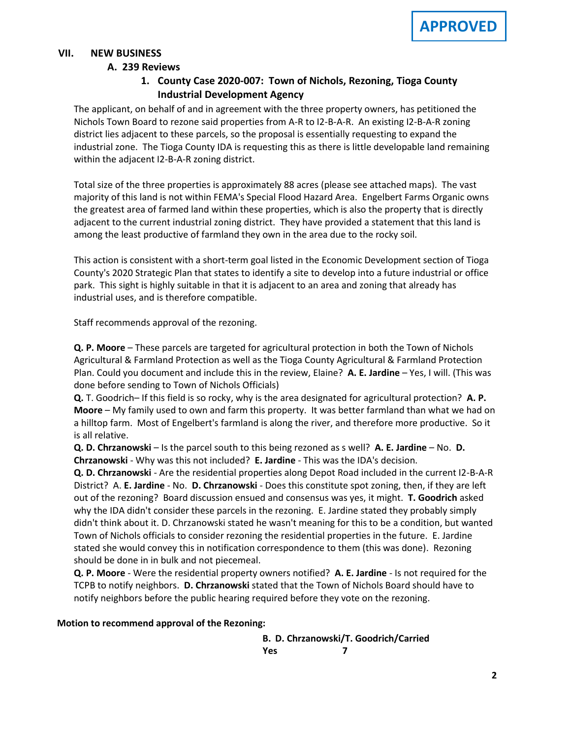**APPROVED**

## VII. NEW BUSINESS

### A. 239 Reviews

#### 1. County Case 2020-007: Town of Nichols, Rezoning, Tioga County Industrial Development Agency

The applicant, on behalf of and in agreement with the three property owners, has petitioned the Nichols Town Board to rezone said properties from A-R to I2-B-A-R. An existing I2-B-A-R zoning district lies adjacent to these parcels, so the proposal is essentially requesting to expand the industrial zone. The Tioga County IDA is requesting this as there is little developable land remaining within the adjacent I2-B-A-R zoning district.

Total size of the three properties is approximately 88 acres (please see attached maps). The vast majority of this land is not within FEMA's Special Flood Hazard Area. Engelbert Farms Organic owns the greatest area of farmed land within these properties, which is also the property that is directly adjacent to the current industrial zoning district. They have provided a statement that this land is among the least productive of farmland they own in the area due to the rocky soil.

This action is consistent with a short-term goal listed in the Economic Development section of Tioga County's 2020 Strategic Plan that states to identify a site to develop into a future industrial or office park. This sight is highly suitable in that it is adjacent to an area and zoning that already has industrial uses, and is therefore compatible.

Staff recommends approval of the rezoning.

**Q. P. Moore** – These parcels are targeted for agricultural protection in both the Town of Nichols Agricultural & Farmland Protection as well as the Tioga County Agricultural & Farmland Protection Plan. Could you document and include this in the review, Elaine? **A. E. Jardine** – Yes, I will. (This was done before sending to Town of Nichols Officials)

**Q.** T. Goodrich– If this field is so rocky, why is the area designated for agricultural protection? **A. P. Moore** – My family used to own and farm this property. It was better farmland than what we had on a hilltop farm. Most of Engelbert's farmland is along the river, and therefore more productive. So it is all relative.

**Q. D. Chrzanowski** – Is the parcel south to this being rezoned as s well? **A. E. Jardine** – No. **D. Chrzanowski** - Why was this not included? **E. Jardine** - This was the IDA's decision.

**Q. D. Chrzanowski** - Are the residential properties along Depot Road included in the current I2-B-A-R District? A. **E. Jardine** - No. **D. Chrzanowski** - Does this constitute spot zoning, then, if they are left out of the rezoning? Board discussion ensued and consensus was yes, it might. **T. Goodrich** asked why the IDA didn't consider these parcels in the rezoning. E. Jardine stated they probably simply didn't think about it. D. Chrzanowski stated he wasn't meaning for this to be a condition, but wanted Town of Nichols officials to consider rezoning the residential properties in the future. E. Jardine stated she would convey this in notification correspondence to them (this was done). Rezoning should be done in in bulk and not piecemeal.

**Q. P. Moore** - Were the residential property owners notified? **A. E. Jardine** - Is not required for the TCPB to notify neighbors. **D. Chrzanowski** stated that the Town of Nichols Board should have to notify neighbors before the public hearing required before they vote on the rezoning.

**Motion to recommend approval of the Rezoning:**

**B. D. Chrzanowski/T. Goodrich/Carried**
**Yes 7**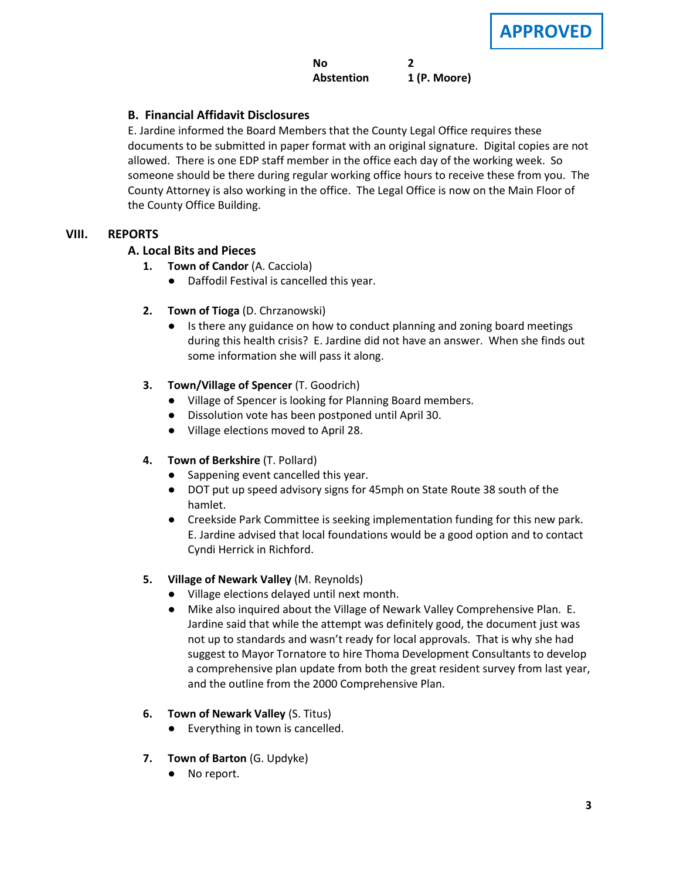**APPROVED**

| | |
|---|---|
| **No** | **2** |
| **Abstention** | **1 (P. Moore)** |

### B. Financial Affidavit Disclosures

E. Jardine informed the Board Members that the County Legal Office requires these documents to be submitted in paper format with an original signature. Digital copies are not allowed. There is one EDP staff member in the office each day of the working week. So someone should be there during regular working office hours to receive these from you. The County Attorney is also working in the office. The Legal Office is now on the Main Floor of the County Office Building.

## VIII. REPORTS

### A. Local Bits and Pieces

1. **Town of Candor** (A. Cacciola)
   - Daffodil Festival is cancelled this year.

2. **Town of Tioga** (D. Chrzanowski)
   - Is there any guidance on how to conduct planning and zoning board meetings during this health crisis? E. Jardine did not have an answer. When she finds out some information she will pass it along.

3. **Town/Village of Spencer** (T. Goodrich)
   - Village of Spencer is looking for Planning Board members.
   - Dissolution vote has been postponed until April 30.
   - Village elections moved to April 28.

4. **Town of Berkshire** (T. Pollard)
   - Sappening event cancelled this year.
   - DOT put up speed advisory signs for 45mph on State Route 38 south of the hamlet.
   - Creekside Park Committee is seeking implementation funding for this new park. E. Jardine advised that local foundations would be a good option and to contact Cyndi Herrick in Richford.

5. **Village of Newark Valley** (M. Reynolds)
   - Village elections delayed until next month.
   - Mike also inquired about the Village of Newark Valley Comprehensive Plan. E. Jardine said that while the attempt was definitely good, the document just was not up to standards and wasn't ready for local approvals. That is why she had suggest to Mayor Tornatore to hire Thoma Development Consultants to develop a comprehensive plan update from both the great resident survey from last year, and the outline from the 2000 Comprehensive Plan.

6. **Town of Newark Valley** (S. Titus)
   - Everything in town is cancelled.

7. **Town of Barton** (G. Updyke)
   - No report.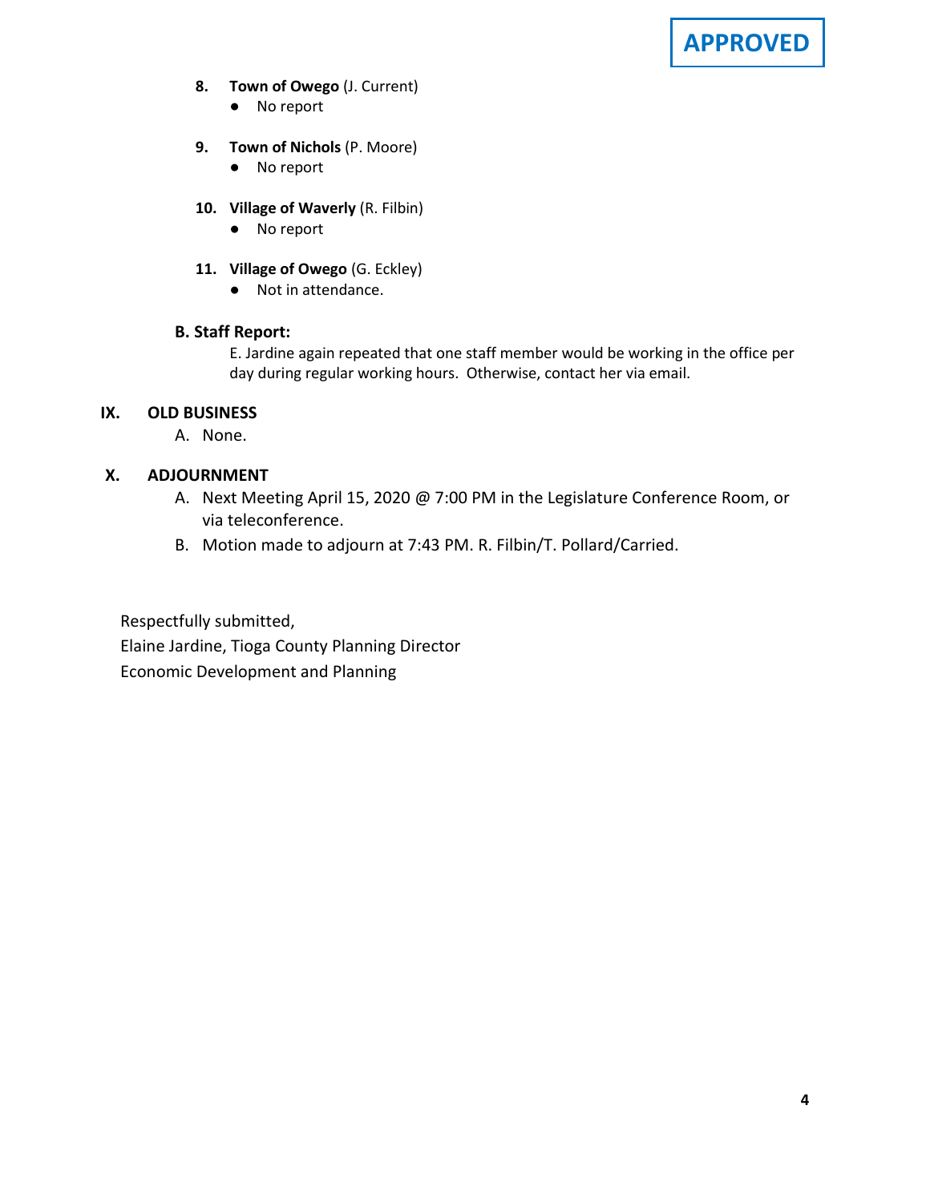**APPROVED**

8. **Town of Owego** (J. Current)
   - No report

9. **Town of Nichols** (P. Moore)
   - No report

10. **Village of Waverly** (R. Filbin)
    - No report

11. **Village of Owego** (G. Eckley)
    - Not in attendance.

**B. Staff Report:**

E. Jardine again repeated that one staff member would be working in the office per day during regular working hours. Otherwise, contact her via email.

## IX. OLD BUSINESS

A. None.

## X. ADJOURNMENT

A. Next Meeting April 15, 2020 @ 7:00 PM in the Legislature Conference Room, or via teleconference.
B. Motion made to adjourn at 7:43 PM. R. Filbin/T. Pollard/Carried.

Respectfully submitted,
Elaine Jardine, Tioga County Planning Director
Economic Development and Planning